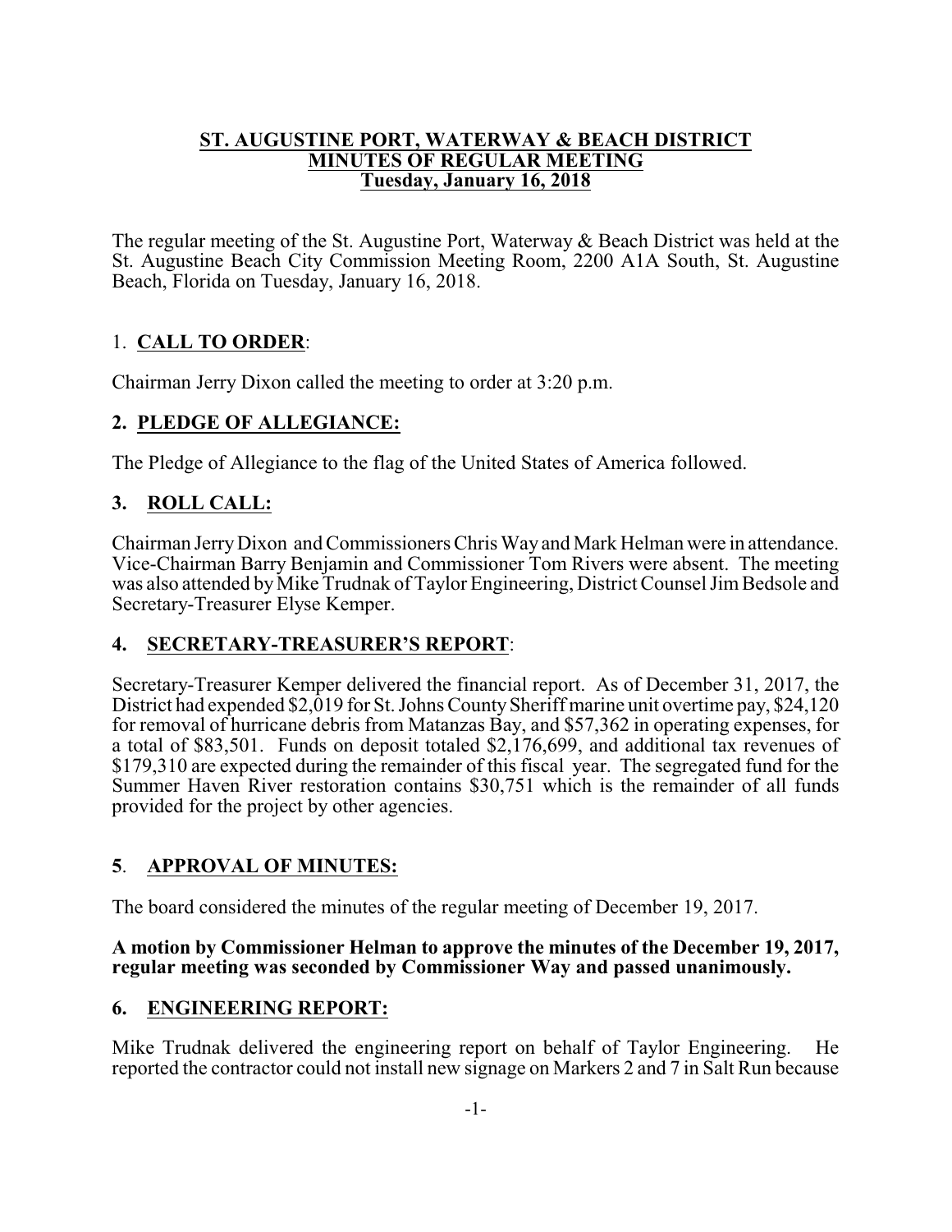**ST. AUGUSTINE PORT, WATERWAY & BEACH DISTRICT**
**MINUTES OF REGULAR MEETING**
**Tuesday, January 16, 2018**

The regular meeting of the St. Augustine Port, Waterway & Beach District was held at the St. Augustine Beach City Commission Meeting Room, 2200 A1A South, St. Augustine Beach, Florida on Tuesday, January 16, 2018.

## 1. CALL TO ORDER:

Chairman Jerry Dixon called the meeting to order at 3:20 p.m.

## 2. PLEDGE OF ALLEGIANCE:

The Pledge of Allegiance to the flag of the United States of America followed.

## 3. ROLL CALL:

Chairman Jerry Dixon and Commissioners Chris Way and Mark Helman were in attendance. Vice-Chairman Barry Benjamin and Commissioner Tom Rivers were absent. The meeting was also attended by Mike Trudnak of Taylor Engineering, District Counsel Jim Bedsole and Secretary-Treasurer Elyse Kemper.

## 4. SECRETARY-TREASURER'S REPORT:

Secretary-Treasurer Kemper delivered the financial report. As of December 31, 2017, the District had expended $2,019 for St. Johns County Sheriff marine unit overtime pay, $24,120 for removal of hurricane debris from Matanzas Bay, and $57,362 in operating expenses, for a total of $83,501. Funds on deposit totaled $2,176,699, and additional tax revenues of $179,310 are expected during the remainder of this fiscal year. The segregated fund for the Summer Haven River restoration contains $30,751 which is the remainder of all funds provided for the project by other agencies.

## 5. APPROVAL OF MINUTES:

The board considered the minutes of the regular meeting of December 19, 2017.

**A motion by Commissioner Helman to approve the minutes of the December 19, 2017, regular meeting was seconded by Commissioner Way and passed unanimously.**

## 6. ENGINEERING REPORT:

Mike Trudnak delivered the engineering report on behalf of Taylor Engineering. He reported the contractor could not install new signage on Markers 2 and 7 in Salt Run because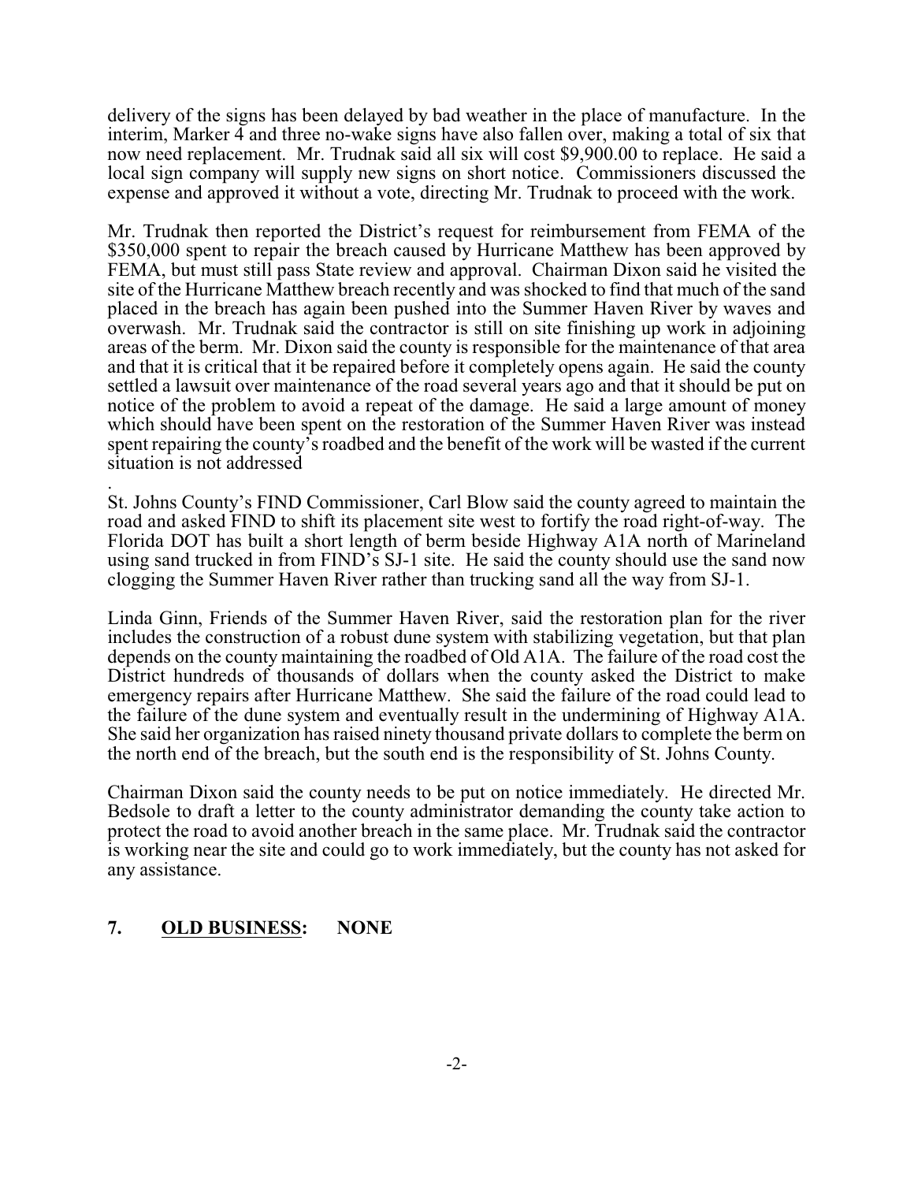delivery of the signs has been delayed by bad weather in the place of manufacture. In the interim, Marker 4 and three no-wake signs have also fallen over, making a total of six that now need replacement. Mr. Trudnak said all six will cost $9,900.00 to replace. He said a local sign company will supply new signs on short notice. Commissioners discussed the expense and approved it without a vote, directing Mr. Trudnak to proceed with the work.

Mr. Trudnak then reported the District's request for reimbursement from FEMA of the $350,000 spent to repair the breach caused by Hurricane Matthew has been approved by FEMA, but must still pass State review and approval. Chairman Dixon said he visited the site of the Hurricane Matthew breach recently and was shocked to find that much of the sand placed in the breach has again been pushed into the Summer Haven River by waves and overwash. Mr. Trudnak said the contractor is still on site finishing up work in adjoining areas of the berm. Mr. Dixon said the county is responsible for the maintenance of that area and that it is critical that it be repaired before it completely opens again. He said the county settled a lawsuit over maintenance of the road several years ago and that it should be put on notice of the problem to avoid a repeat of the damage. He said a large amount of money which should have been spent on the restoration of the Summer Haven River was instead spent repairing the county's roadbed and the benefit of the work will be wasted if the current situation is not addressed

.
St. Johns County's FIND Commissioner, Carl Blow said the county agreed to maintain the road and asked FIND to shift its placement site west to fortify the road right-of-way. The Florida DOT has built a short length of berm beside Highway A1A north of Marineland using sand trucked in from FIND's SJ-1 site. He said the county should use the sand now clogging the Summer Haven River rather than trucking sand all the way from SJ-1.

Linda Ginn, Friends of the Summer Haven River, said the restoration plan for the river includes the construction of a robust dune system with stabilizing vegetation, but that plan depends on the county maintaining the roadbed of Old A1A. The failure of the road cost the District hundreds of thousands of dollars when the county asked the District to make emergency repairs after Hurricane Matthew. She said the failure of the road could lead to the failure of the dune system and eventually result in the undermining of Highway A1A. She said her organization has raised ninety thousand private dollars to complete the berm on the north end of the breach, but the south end is the responsibility of St. Johns County.

Chairman Dixon said the county needs to be put on notice immediately. He directed Mr. Bedsole to draft a letter to the county administrator demanding the county take action to protect the road to avoid another breach in the same place. Mr. Trudnak said the contractor is working near the site and could go to work immediately, but the county has not asked for any assistance.

## 7. **OLD BUSINESS:** NONE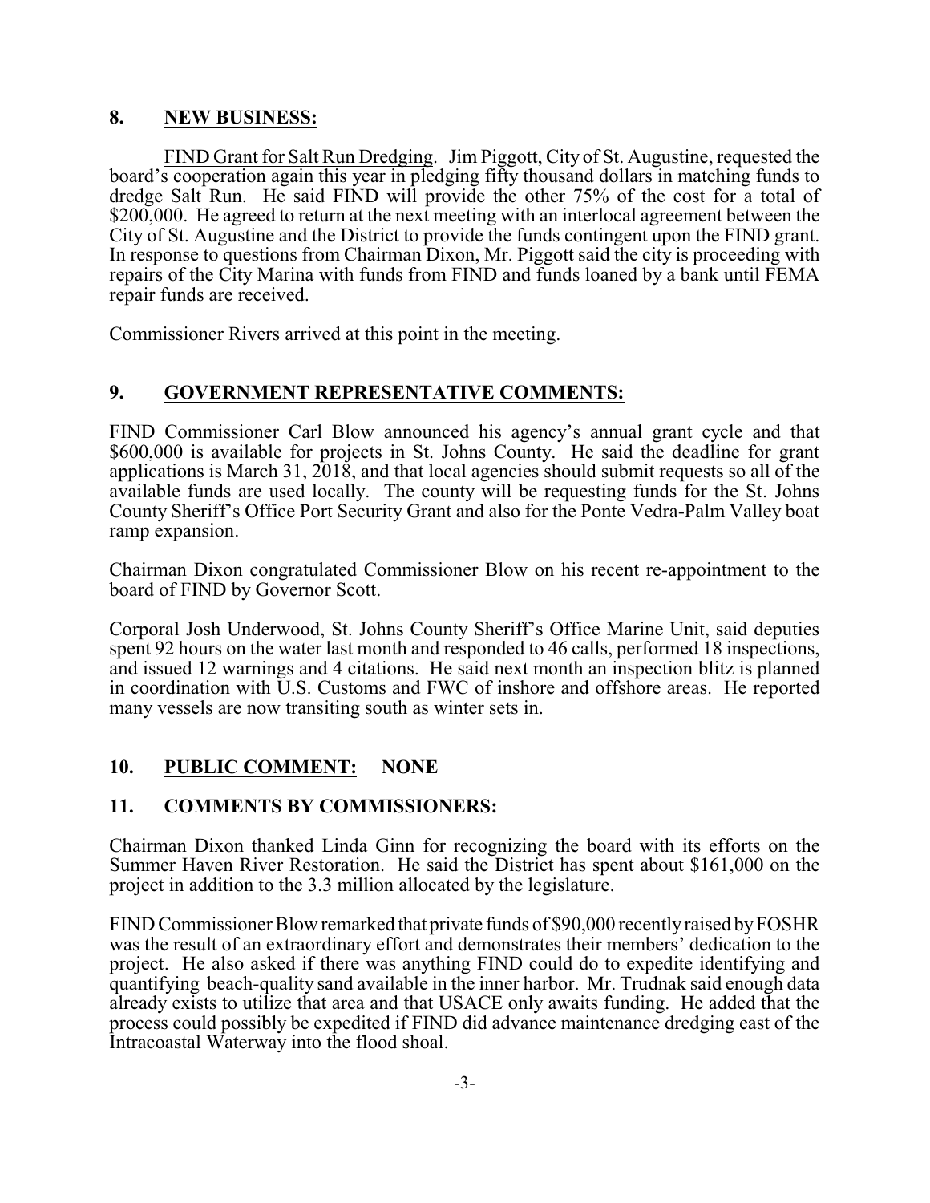## 8. NEW BUSINESS:

FIND Grant for Salt Run Dredging. Jim Piggott, City of St. Augustine, requested the board's cooperation again this year in pledging fifty thousand dollars in matching funds to dredge Salt Run. He said FIND will provide the other 75% of the cost for a total of \$200,000. He agreed to return at the next meeting with an interlocal agreement between the City of St. Augustine and the District to provide the funds contingent upon the FIND grant. In response to questions from Chairman Dixon, Mr. Piggott said the city is proceeding with repairs of the City Marina with funds from FIND and funds loaned by a bank until FEMA repair funds are received.

Commissioner Rivers arrived at this point in the meeting.

## 9. GOVERNMENT REPRESENTATIVE COMMENTS:

FIND Commissioner Carl Blow announced his agency's annual grant cycle and that \$600,000 is available for projects in St. Johns County. He said the deadline for grant applications is March 31, 2018, and that local agencies should submit requests so all of the available funds are used locally. The county will be requesting funds for the St. Johns County Sheriff's Office Port Security Grant and also for the Ponte Vedra-Palm Valley boat ramp expansion.

Chairman Dixon congratulated Commissioner Blow on his recent re-appointment to the board of FIND by Governor Scott.

Corporal Josh Underwood, St. Johns County Sheriff's Office Marine Unit, said deputies spent 92 hours on the water last month and responded to 46 calls, performed 18 inspections, and issued 12 warnings and 4 citations. He said next month an inspection blitz is planned in coordination with U.S. Customs and FWC of inshore and offshore areas. He reported many vessels are now transiting south as winter sets in.

## 10. PUBLIC COMMENT: NONE

## 11. COMMENTS BY COMMISSIONERS:

Chairman Dixon thanked Linda Ginn for recognizing the board with its efforts on the Summer Haven River Restoration. He said the District has spent about \$161,000 on the project in addition to the 3.3 million allocated by the legislature.

FIND Commissioner Blow remarked that private funds of \$90,000 recently raised by FOSHR was the result of an extraordinary effort and demonstrates their members' dedication to the project. He also asked if there was anything FIND could do to expedite identifying and quantifying beach-quality sand available in the inner harbor. Mr. Trudnak said enough data already exists to utilize that area and that USACE only awaits funding. He added that the process could possibly be expedited if FIND did advance maintenance dredging east of the Intracoastal Waterway into the flood shoal.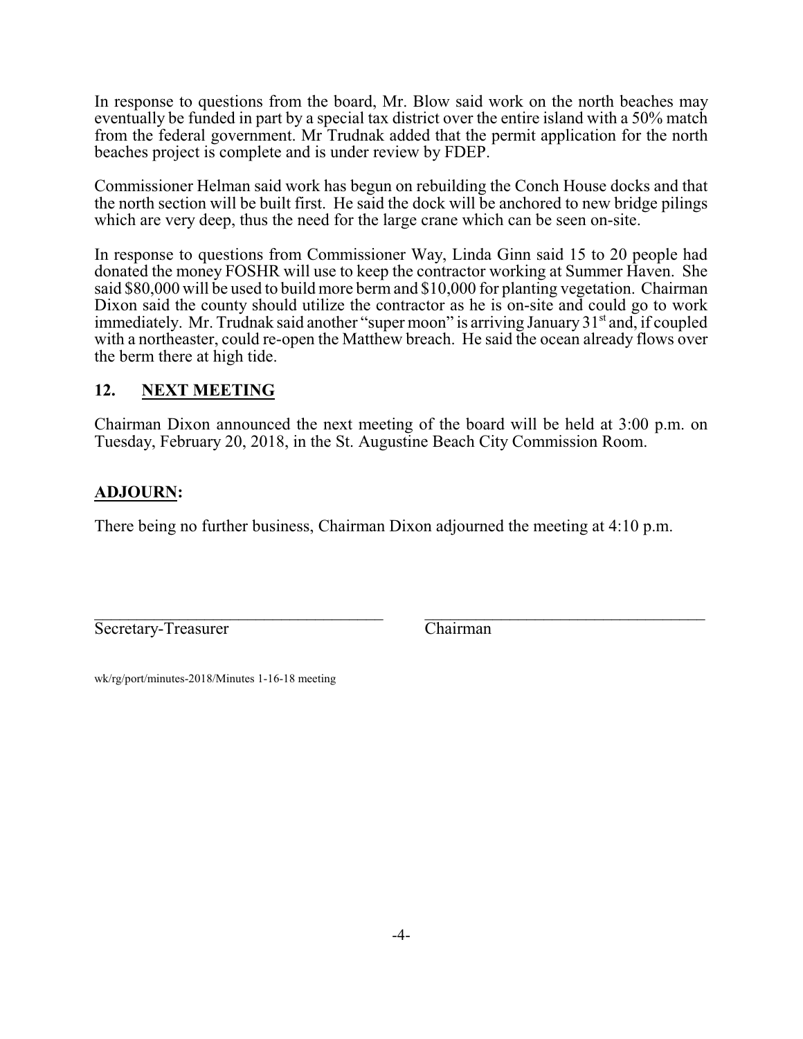In response to questions from the board, Mr. Blow said work on the north beaches may eventually be funded in part by a special tax district over the entire island with a 50% match from the federal government. Mr Trudnak added that the permit application for the north beaches project is complete and is under review by FDEP.

Commissioner Helman said work has begun on rebuilding the Conch House docks and that the north section will be built first. He said the dock will be anchored to new bridge pilings which are very deep, thus the need for the large crane which can be seen on-site.

In response to questions from Commissioner Way, Linda Ginn said 15 to 20 people had donated the money FOSHR will use to keep the contractor working at Summer Haven. She said $80,000 will be used to build more berm and $10,000 for planting vegetation. Chairman Dixon said the county should utilize the contractor as he is on-site and could go to work immediately. Mr. Trudnak said another "super moon" is arriving January 31st and, if coupled with a northeaster, could re-open the Matthew breach. He said the ocean already flows over the berm there at high tide.

## 12. NEXT MEETING

Chairman Dixon announced the next meeting of the board will be held at 3:00 p.m. on Tuesday, February 20, 2018, in the St. Augustine Beach City Commission Room.

## ADJOURN:

There being no further business, Chairman Dixon adjourned the meeting at 4:10 p.m.

\_\_\_\_\_\_\_\_\_\_\_\_\_\_\_\_\_\_\_\_\_\_\_\_\_\_\_\_\_\_\_\_\_\_\_ \_\_\_\_\_\_\_\_\_\_\_\_\_\_\_\_\_\_\_\_\_\_\_\_\_\_\_\_\_\_\_\_\_\_\_

Secretary-Treasurer Chairman

wk/rg/port/minutes-2018/Minutes 1-16-18 meeting